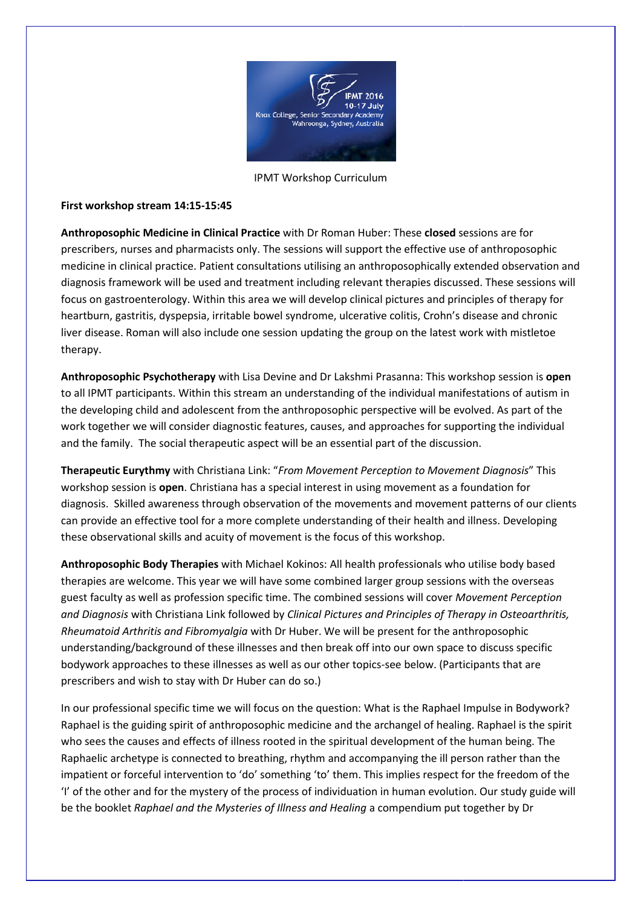IPMT Workshop Curriculum

**First workshop stream 14:15-15:45**

**Anthroposophic Medicine in Clinical Practice** with Dr Roman Huber: These **closed** sessions are for prescribers, nurses and pharmacists only. The sessions will support the effective use of anthroposophic medicine in clinical practice. Patient consultations utilising an anthroposophically extended observation and diagnosis framework will be used and treatment including relevant therapies discussed. These sessions will focus on gastroenterology. Within this area we will develop clinical pictures and principles of therapy for heartburn, gastritis, dyspepsia, irritable bowel syndrome, ulcerative colitis, Crohn's disease and chronic liver disease. Roman will also include one session updating the group on the latest work with mistletoe therapy.

**Anthroposophic Psychotherapy** with Lisa Devine and Dr Lakshmi Prasanna: This workshop session is **open** to all IPMT participants. Within this stream an understanding of the individual manifestations of autism in the developing child and adolescent from the anthroposophic perspective will be evolved. As part of the work together we will consider diagnostic features, causes, and approaches for supporting the individual and the family. The social therapeutic aspect will be an essential part of the discussion.

**Therapeutic Eurythmy** with Christiana Link: "*From Movement Perception to Movement Diagnosis*" This workshop session is **open**. Christiana has a special interest in using movement as a foundation for diagnosis. Skilled awareness through observation of the movements and movement patterns of our clients can provide an effective tool for a more complete understanding of their health and illness. Developing these observational skills and acuity of movement is the focus of this workshop.

**Anthroposophic Body Therapies** with Michael Kokinos: All health professionals who utilise body based therapies are welcome. This year we will have some combined larger group sessions with the overseas guest faculty as well as profession specific time. The combined sessions will cover *Movement Perception and Diagnosis* with Christiana Link followed by *Clinical Pictures and Principles of Therapy in Osteoarthritis, Rheumatoid Arthritis and Fibromyalgia* with Dr Huber. We will be present for the anthroposophic understanding/background of these illnesses and then break off into our own space to discuss specific bodywork approaches to these illnesses as well as our other topics-see below. (Participants that are prescribers and wish to stay with Dr Huber can do so.)

In our professional specific time we will focus on the question: What is the Raphael Impulse in Bodywork? Raphael is the guiding spirit of anthroposophic medicine and the archangel of healing. Raphael is the spirit who sees the causes and effects of illness rooted in the spiritual development of the human being. The Raphaelic archetype is connected to breathing, rhythm and accompanying the ill person rather than the impatient or forceful intervention to 'do' something 'to' them. This implies respect for the freedom of the 'I' of the other and for the mystery of the process of individuation in human evolution. Our study guide will be the booklet *Raphael and the Mysteries of Illness and Healing* a compendium put together by Dr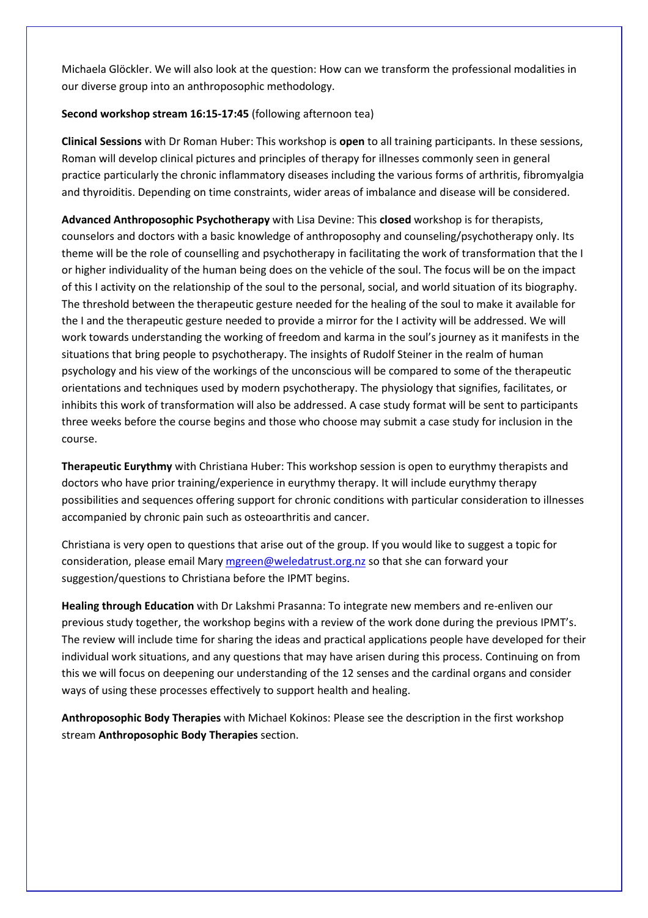Michaela Glöckler. We will also look at the question: How can we transform the professional modalities in our diverse group into an anthroposophic methodology.

**Second workshop stream 16:15-17:45** (following afternoon tea)

**Clinical Sessions** with Dr Roman Huber: This workshop is **open** to all training participants. In these sessions, Roman will develop clinical pictures and principles of therapy for illnesses commonly seen in general practice particularly the chronic inflammatory diseases including the various forms of arthritis, fibromyalgia and thyroiditis. Depending on time constraints, wider areas of imbalance and disease will be considered.

**Advanced Anthroposophic Psychotherapy** with Lisa Devine: This **closed** workshop is for therapists, counselors and doctors with a basic knowledge of anthroposophy and counseling/psychotherapy only. Its theme will be the role of counselling and psychotherapy in facilitating the work of transformation that the I or higher individuality of the human being does on the vehicle of the soul. The focus will be on the impact of this I activity on the relationship of the soul to the personal, social, and world situation of its biography. The threshold between the therapeutic gesture needed for the healing of the soul to make it available for the I and the therapeutic gesture needed to provide a mirror for the I activity will be addressed. We will work towards understanding the working of freedom and karma in the soul's journey as it manifests in the situations that bring people to psychotherapy. The insights of Rudolf Steiner in the realm of human psychology and his view of the workings of the unconscious will be compared to some of the therapeutic orientations and techniques used by modern psychotherapy. The physiology that signifies, facilitates, or inhibits this work of transformation will also be addressed. A case study format will be sent to participants three weeks before the course begins and those who choose may submit a case study for inclusion in the course.

**Therapeutic Eurythmy** with Christiana Huber: This workshop session is open to eurythmy therapists and doctors who have prior training/experience in eurythmy therapy. It will include eurythmy therapy possibilities and sequences offering support for chronic conditions with particular consideration to illnesses accompanied by chronic pain such as osteoarthritis and cancer.

Christiana is very open to questions that arise out of the group. If you would like to suggest a topic for consideration, please email Mary mgreen@weledatrust.org.nz so that she can forward your suggestion/questions to Christiana before the IPMT begins.

**Healing through Education** with Dr Lakshmi Prasanna: To integrate new members and re-enliven our previous study together, the workshop begins with a review of the work done during the previous IPMT's. The review will include time for sharing the ideas and practical applications people have developed for their individual work situations, and any questions that may have arisen during this process. Continuing on from this we will focus on deepening our understanding of the 12 senses and the cardinal organs and consider ways of using these processes effectively to support health and healing.

**Anthroposophic Body Therapies** with Michael Kokinos: Please see the description in the first workshop stream **Anthroposophic Body Therapies** section.